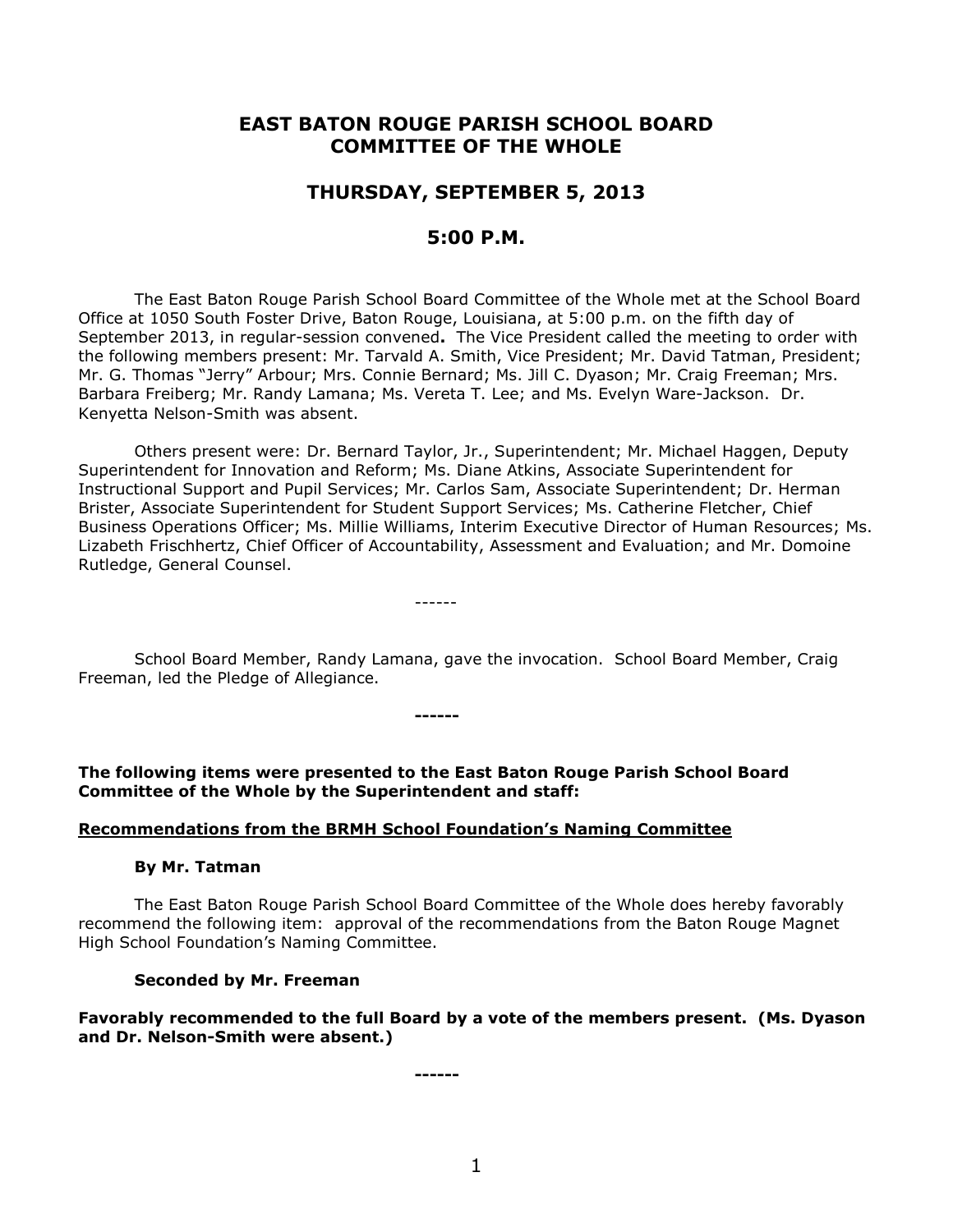# EAST BATON ROUGE PARISH SCHOOL BOARD COMMITTEE OF THE WHOLE

## THURSDAY, SEPTEMBER 5, 2013

## 5:00 P.M.

The East Baton Rouge Parish School Board Committee of the Whole met at the School Board Office at 1050 South Foster Drive, Baton Rouge, Louisiana, at 5:00 p.m. on the fifth day of September 2013, in regular-session convened**.** The Vice President called the meeting to order with the following members present: Mr. Tarvald A. Smith, Vice President; Mr. David Tatman, President; Mr. G. Thomas "Jerry" Arbour; Mrs. Connie Bernard; Ms. Jill C. Dyason; Mr. Craig Freeman; Mrs. Barbara Freiberg; Mr. Randy Lamana; Ms. Vereta T. Lee; and Ms. Evelyn Ware-Jackson. Dr. Kenyetta Nelson-Smith was absent.

Others present were: Dr. Bernard Taylor, Jr., Superintendent; Mr. Michael Haggen, Deputy Superintendent for Innovation and Reform; Ms. Diane Atkins, Associate Superintendent for Instructional Support and Pupil Services; Mr. Carlos Sam, Associate Superintendent; Dr. Herman Brister, Associate Superintendent for Student Support Services; Ms. Catherine Fletcher, Chief Business Operations Officer; Ms. Millie Williams, Interim Executive Director of Human Resources; Ms. Lizabeth Frischhertz, Chief Officer of Accountability, Assessment and Evaluation; and Mr. Domoine Rutledge, General Counsel.

------

School Board Member, Randy Lamana, gave the invocation. School Board Member, Craig Freeman, led the Pledge of Allegiance.

**------**

**The following items were presented to the East Baton Rouge Parish School Board Committee of the Whole by the Superintendent and staff:**

**Recommendations from the BRMH School Foundation's Naming Committee**

**By Mr. Tatman**

The East Baton Rouge Parish School Board Committee of the Whole does hereby favorably recommend the following item: approval of the recommendations from the Baton Rouge Magnet High School Foundation's Naming Committee.

**Seconded by Mr. Freeman**

**Favorably recommended to the full Board by a vote of the members present. (Ms. Dyason and Dr. Nelson-Smith were absent.)**

**------**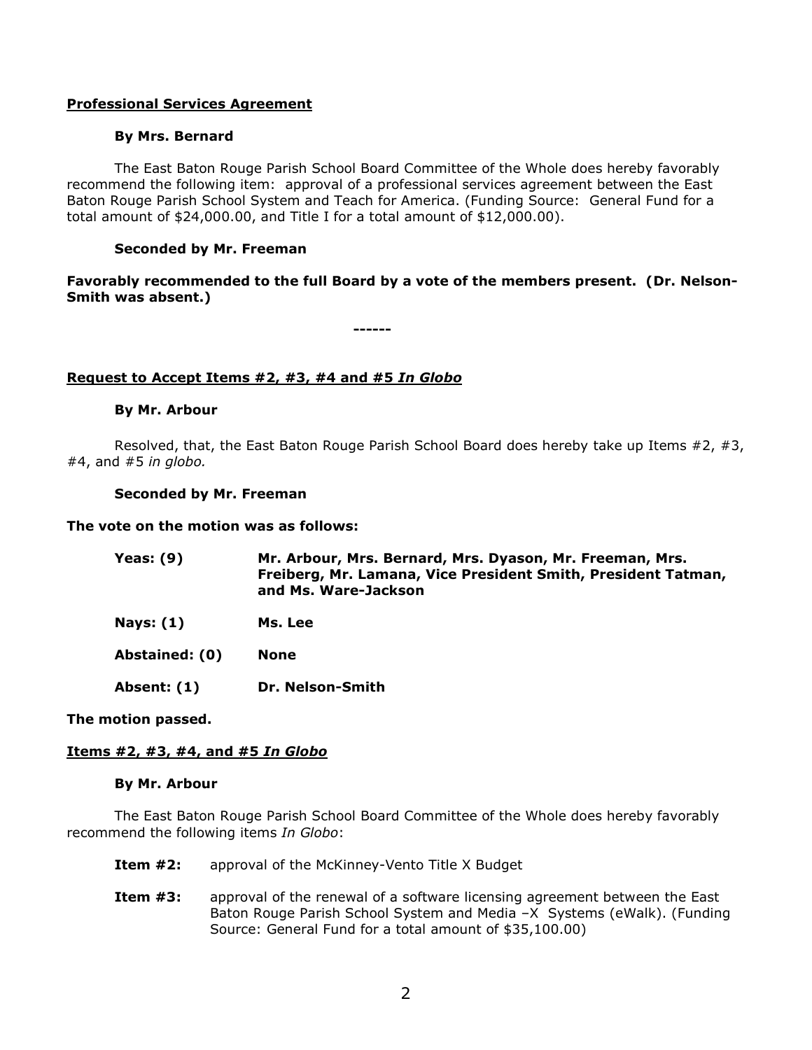**Professional Services Agreement**

**By Mrs. Bernard**

The East Baton Rouge Parish School Board Committee of the Whole does hereby favorably recommend the following item: approval of a professional services agreement between the East Baton Rouge Parish School System and Teach for America. (Funding Source: General Fund for a total amount of $24,000.00, and Title I for a total amount of $12,000.00).

**Seconded by Mr. Freeman**

**Favorably recommended to the full Board by a vote of the members present. (Dr. Nelson-Smith was absent.)**

**------**

**Request to Accept Items #2, #3, #4 and #5 *In Globo***

**By Mr. Arbour**

Resolved, that, the East Baton Rouge Parish School Board does hereby take up Items #2, #3, #4, and #5 *in globo.*

**Seconded by Mr. Freeman**

**The vote on the motion was as follows:**

| | |
|---|---|
| **Yeas: (9)** | **Mr. Arbour, Mrs. Bernard, Mrs. Dyason, Mr. Freeman, Mrs. Freiberg, Mr. Lamana, Vice President Smith, President Tatman, and Ms. Ware-Jackson** |
| **Nays: (1)** | **Ms. Lee** |
| **Abstained: (0)** | **None** |
| **Absent: (1)** | **Dr. Nelson-Smith** |

**The motion passed.**

**Items #2, #3, #4, and #5 *In Globo***

**By Mr. Arbour**

The East Baton Rouge Parish School Board Committee of the Whole does hereby favorably recommend the following items *In Globo*:

**Item #2:** approval of the McKinney-Vento Title X Budget

**Item #3:** approval of the renewal of a software licensing agreement between the East Baton Rouge Parish School System and Media –X Systems (eWalk). (Funding Source: General Fund for a total amount of $35,100.00)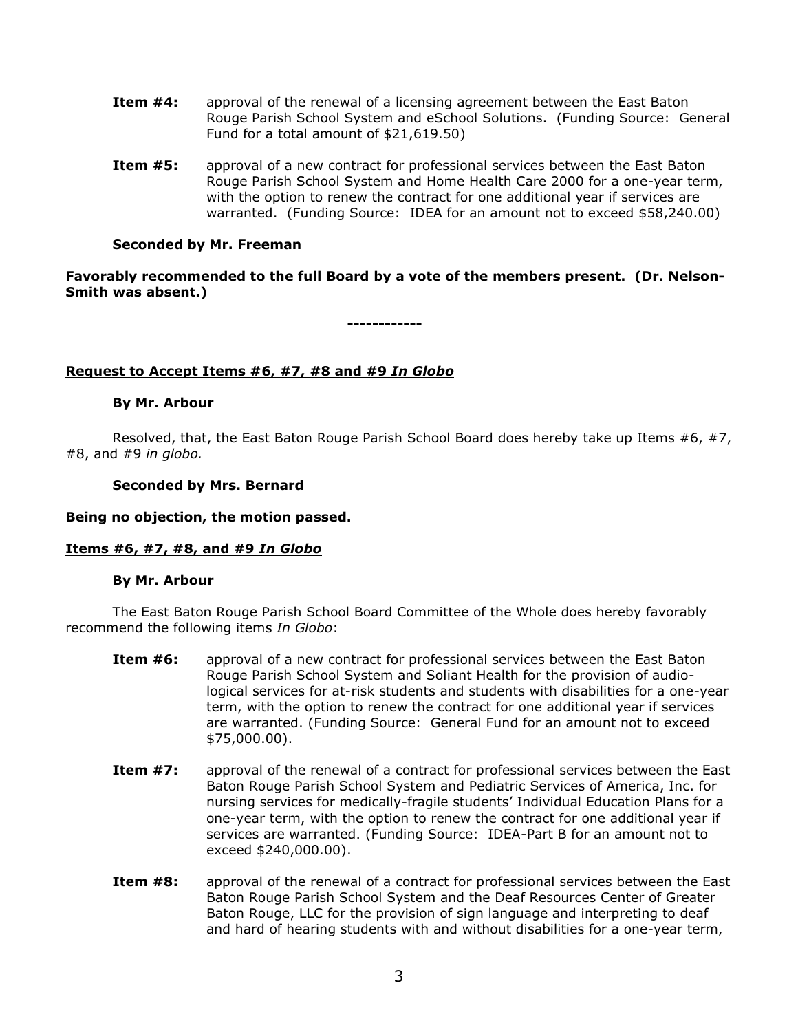**Item #4:** approval of the renewal of a licensing agreement between the East Baton Rouge Parish School System and eSchool Solutions. (Funding Source: General Fund for a total amount of $21,619.50)

**Item #5:** approval of a new contract for professional services between the East Baton Rouge Parish School System and Home Health Care 2000 for a one-year term, with the option to renew the contract for one additional year if services are warranted. (Funding Source: IDEA for an amount not to exceed $58,240.00)

**Seconded by Mr. Freeman**

**Favorably recommended to the full Board by a vote of the members present. (Dr. Nelson-Smith was absent.)**

**------------**

**<u>Request to Accept Items #6, #7, #8 and #9 *In Globo*</u>**

**By Mr. Arbour**

Resolved, that, the East Baton Rouge Parish School Board does hereby take up Items #6, #7, #8, and #9 *in globo.*

**Seconded by Mrs. Bernard**

**Being no objection, the motion passed.**

**<u>Items #6, #7, #8, and #9 *In Globo*</u>**

**By Mr. Arbour**

The East Baton Rouge Parish School Board Committee of the Whole does hereby favorably recommend the following items *In Globo*:

**Item #6:** approval of a new contract for professional services between the East Baton Rouge Parish School System and Soliant Health for the provision of audio-logical services for at-risk students and students with disabilities for a one-year term, with the option to renew the contract for one additional year if services are warranted. (Funding Source: General Fund for an amount not to exceed $75,000.00).

**Item #7:** approval of the renewal of a contract for professional services between the East Baton Rouge Parish School System and Pediatric Services of America, Inc. for nursing services for medically-fragile students' Individual Education Plans for a one-year term, with the option to renew the contract for one additional year if services are warranted. (Funding Source: IDEA-Part B for an amount not to exceed $240,000.00).

**Item #8:** approval of the renewal of a contract for professional services between the East Baton Rouge Parish School System and the Deaf Resources Center of Greater Baton Rouge, LLC for the provision of sign language and interpreting to deaf and hard of hearing students with and without disabilities for a one-year term,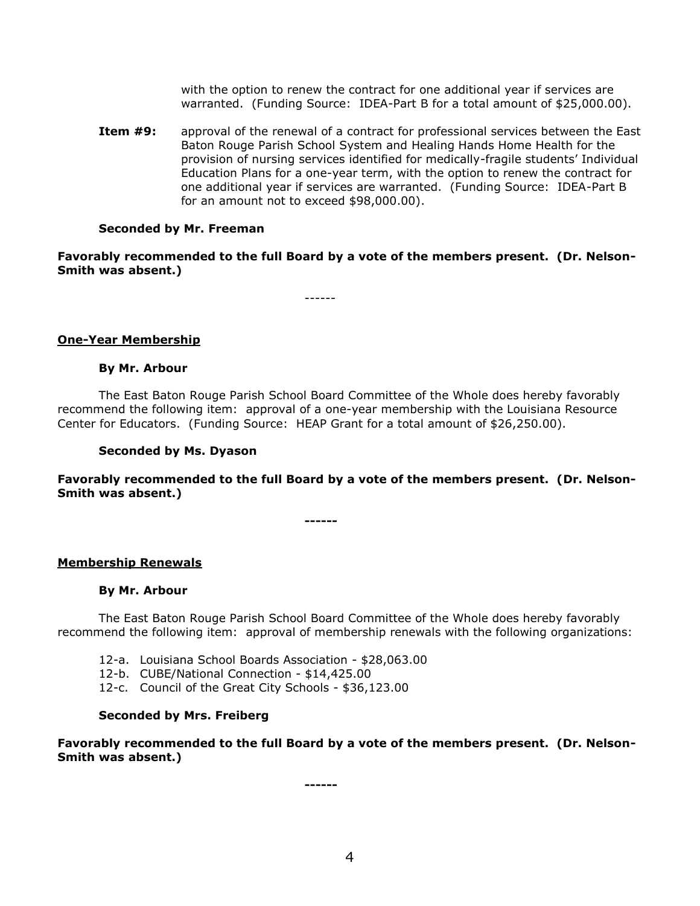with the option to renew the contract for one additional year if services are warranted. (Funding Source: IDEA-Part B for a total amount of $25,000.00).

**Item #9:** approval of the renewal of a contract for professional services between the East Baton Rouge Parish School System and Healing Hands Home Health for the provision of nursing services identified for medically-fragile students' Individual Education Plans for a one-year term, with the option to renew the contract for one additional year if services are warranted. (Funding Source: IDEA-Part B for an amount not to exceed $98,000.00).

**Seconded by Mr. Freeman**

**Favorably recommended to the full Board by a vote of the members present. (Dr. Nelson-Smith was absent.)**

------

## One-Year Membership

**By Mr. Arbour**

The East Baton Rouge Parish School Board Committee of the Whole does hereby favorably recommend the following item: approval of a one-year membership with the Louisiana Resource Center for Educators. (Funding Source: HEAP Grant for a total amount of $26,250.00).

**Seconded by Ms. Dyason**

**Favorably recommended to the full Board by a vote of the members present. (Dr. Nelson-Smith was absent.)**

------

## Membership Renewals

**By Mr. Arbour**

The East Baton Rouge Parish School Board Committee of the Whole does hereby favorably recommend the following item: approval of membership renewals with the following organizations:

12-a. Louisiana School Boards Association - $28,063.00
12-b. CUBE/National Connection - $14,425.00
12-c. Council of the Great City Schools - $36,123.00

**Seconded by Mrs. Freiberg**

**Favorably recommended to the full Board by a vote of the members present. (Dr. Nelson-Smith was absent.)**

------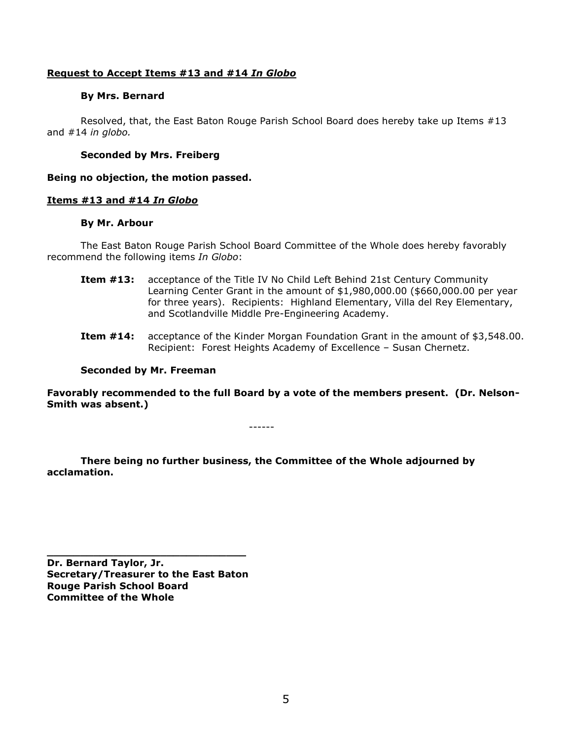**<u>Request to Accept Items #13 and #14 *In Globo*</u>**

**By Mrs. Bernard**

Resolved, that, the East Baton Rouge Parish School Board does hereby take up Items #13 and #14 *in globo.*

**Seconded by Mrs. Freiberg**

**Being no objection, the motion passed.**

**<u>Items #13 and #14 *In Globo*</u>**

**By Mr. Arbour**

The East Baton Rouge Parish School Board Committee of the Whole does hereby favorably recommend the following items *In Globo*:

**Item #13:** acceptance of the Title IV No Child Left Behind 21st Century Community Learning Center Grant in the amount of $1,980,000.00 ($660,000.00 per year for three years). Recipients: Highland Elementary, Villa del Rey Elementary, and Scotlandville Middle Pre-Engineering Academy.

**Item #14:** acceptance of the Kinder Morgan Foundation Grant in the amount of $3,548.00. Recipient: Forest Heights Academy of Excellence – Susan Chernetz.

**Seconded by Mr. Freeman**

**Favorably recommended to the full Board by a vote of the members present. (Dr. Nelson-Smith was absent.)**

------

**There being no further business, the Committee of the Whole adjourned by acclamation.**

_______________________________

**Dr. Bernard Taylor, Jr.**
**Secretary/Treasurer to the East Baton Rouge Parish School Board**
**Committee of the Whole**